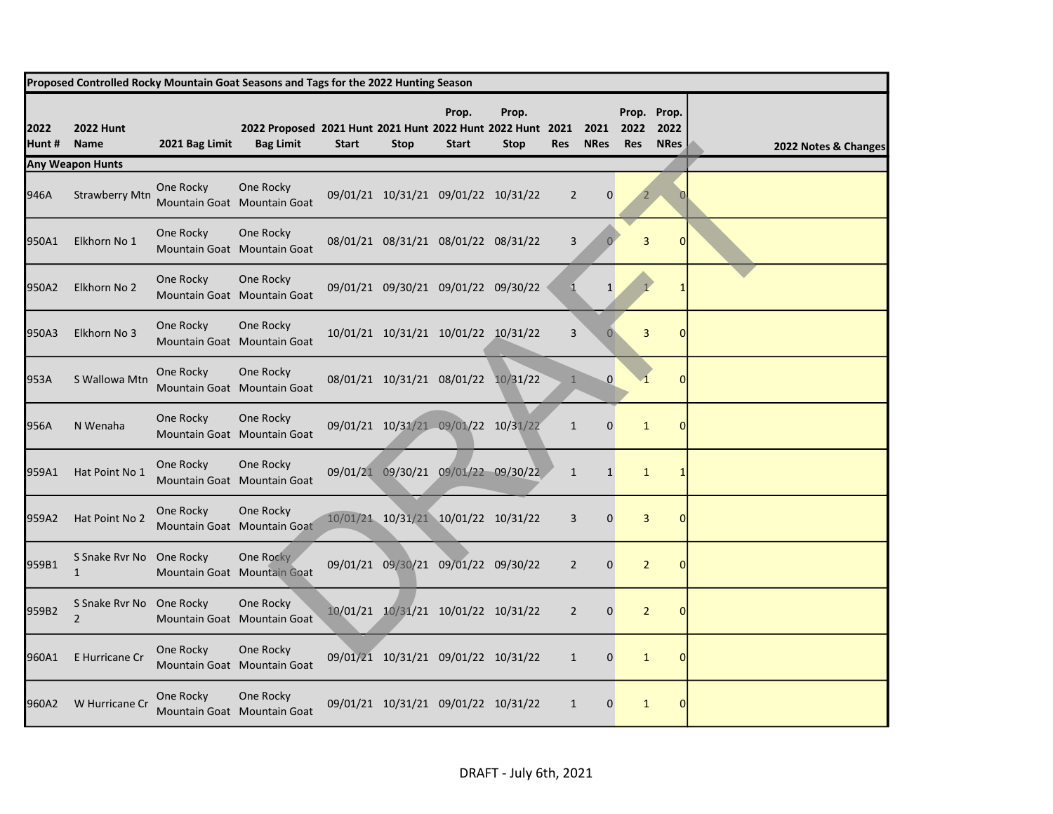| Proposed Controlled Rocky Mountain Goat Seasons and Tags for the 2022 Hunting Season | | | | | | | | | | | | | |
|---|---|---|---|---|---|---|---|---|---|---|---|---|---|
| 2022 Hunt # | 2022 Hunt Name | 2021 Bag Limit | 2022 Proposed Bag Limit | 2021 Hunt Start | 2021 Hunt Stop | Prop. 2022 Hunt Start | Prop. 2022 Hunt Stop | 2021 Res | 2021 NRes | Prop. 2022 Res | Prop. 2022 NRes | 2022 Notes & Changes |
| **Any Weapon Hunts** | | | | | | | | | | | | |
| 946A | Strawberry Mtn | One Rocky Mountain Goat | One Rocky Mountain Goat | 09/01/21 | 10/31/21 | 09/01/22 | 10/31/22 | 2 | 0 | 2 | 0 | |
| 950A1 | Elkhorn No 1 | One Rocky Mountain Goat | One Rocky Mountain Goat | 08/01/21 | 08/31/21 | 08/01/22 | 08/31/22 | 3 | 0 | 3 | 0 | |
| 950A2 | Elkhorn No 2 | One Rocky Mountain Goat | One Rocky Mountain Goat | 09/01/21 | 09/30/21 | 09/01/22 | 09/30/22 | 1 | 1 | 1 | 1 | |
| 950A3 | Elkhorn No 3 | One Rocky Mountain Goat | One Rocky Mountain Goat | 10/01/21 | 10/31/21 | 10/01/22 | 10/31/22 | 3 | 0 | 3 | 0 | |
| 953A | S Wallowa Mtn | One Rocky Mountain Goat | One Rocky Mountain Goat | 08/01/21 | 10/31/21 | 08/01/22 | 10/31/22 | 1 | 0 | 1 | 0 | |
| 956A | N Wenaha | One Rocky Mountain Goat | One Rocky Mountain Goat | 09/01/21 | 10/31/21 | 09/01/22 | 10/31/22 | 1 | 0 | 1 | 0 | |
| 959A1 | Hat Point No 1 | One Rocky Mountain Goat | One Rocky Mountain Goat | 09/01/21 | 09/30/21 | 09/01/22 | 09/30/22 | 1 | 1 | 1 | 1 | |
| 959A2 | Hat Point No 2 | One Rocky Mountain Goat | One Rocky Mountain Goat | 10/01/21 | 10/31/21 | 10/01/22 | 10/31/22 | 3 | 0 | 3 | 0 | |
| 959B1 | S Snake Rvr No 1 | One Rocky Mountain Goat | One Rocky Mountain Goat | 09/01/21 | 09/30/21 | 09/01/22 | 09/30/22 | 2 | 0 | 2 | 0 | |
| 959B2 | S Snake Rvr No 2 | One Rocky Mountain Goat | One Rocky Mountain Goat | 10/01/21 | 10/31/21 | 10/01/22 | 10/31/22 | 2 | 0 | 2 | 0 | |
| 960A1 | E Hurricane Cr | One Rocky Mountain Goat | One Rocky Mountain Goat | 09/01/21 | 10/31/21 | 09/01/22 | 10/31/22 | 1 | 0 | 1 | 0 | |
| 960A2 | W Hurricane Cr | One Rocky Mountain Goat | One Rocky Mountain Goat | 09/01/21 | 10/31/21 | 09/01/22 | 10/31/22 | 1 | 0 | 1 | 0 | |

DRAFT - July 6th, 2021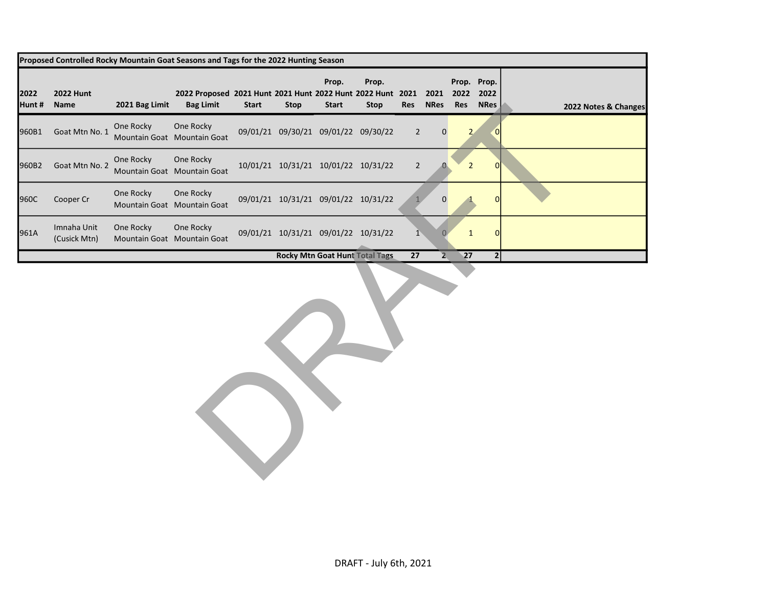| Proposed Controlled Rocky Mountain Goat Seasons and Tags for the 2022 Hunting Season | | | | | | | | | | | | |
|---|---|---|---|---|---|---|---|---|---|---|---|---|
| 2022 Hunt # | 2022 Hunt Name | 2021 Bag Limit | 2022 Proposed Bag Limit | 2021 Hunt Start | 2021 Hunt Stop | Prop. 2022 Hunt Start | Prop. 2022 Hunt Stop | 2021 Res | 2021 NRes | Prop. 2022 Res | Prop. 2022 NRes | 2022 Notes & Changes |
| 960B1 | Goat Mtn No. 1 | One Rocky Mountain Goat | One Rocky Mountain Goat | 09/01/21 | 09/30/21 | 09/01/22 | 09/30/22 | 2 | 0 | 2 | 0 | |
| 960B2 | Goat Mtn No. 2 | One Rocky Mountain Goat | One Rocky Mountain Goat | 10/01/21 | 10/31/21 | 10/01/22 | 10/31/22 | 2 | 0 | 2 | 0 | |
| 960C | Cooper Cr | One Rocky Mountain Goat | One Rocky Mountain Goat | 09/01/21 | 10/31/21 | 09/01/22 | 10/31/22 | 1 | 0 | 1 | 0 | |
| 961A | Imnaha Unit (Cusick Mtn) | One Rocky Mountain Goat | One Rocky Mountain Goat | 09/01/21 | 10/31/21 | 09/01/22 | 10/31/22 | 1 | 0 | 1 | 0 | |
| | | | | | | Rocky Mtn Goat Hunt Total Tags | | 27 | 2 | 27 | 2 | |

DRAFT

DRAFT - July 6th, 2021